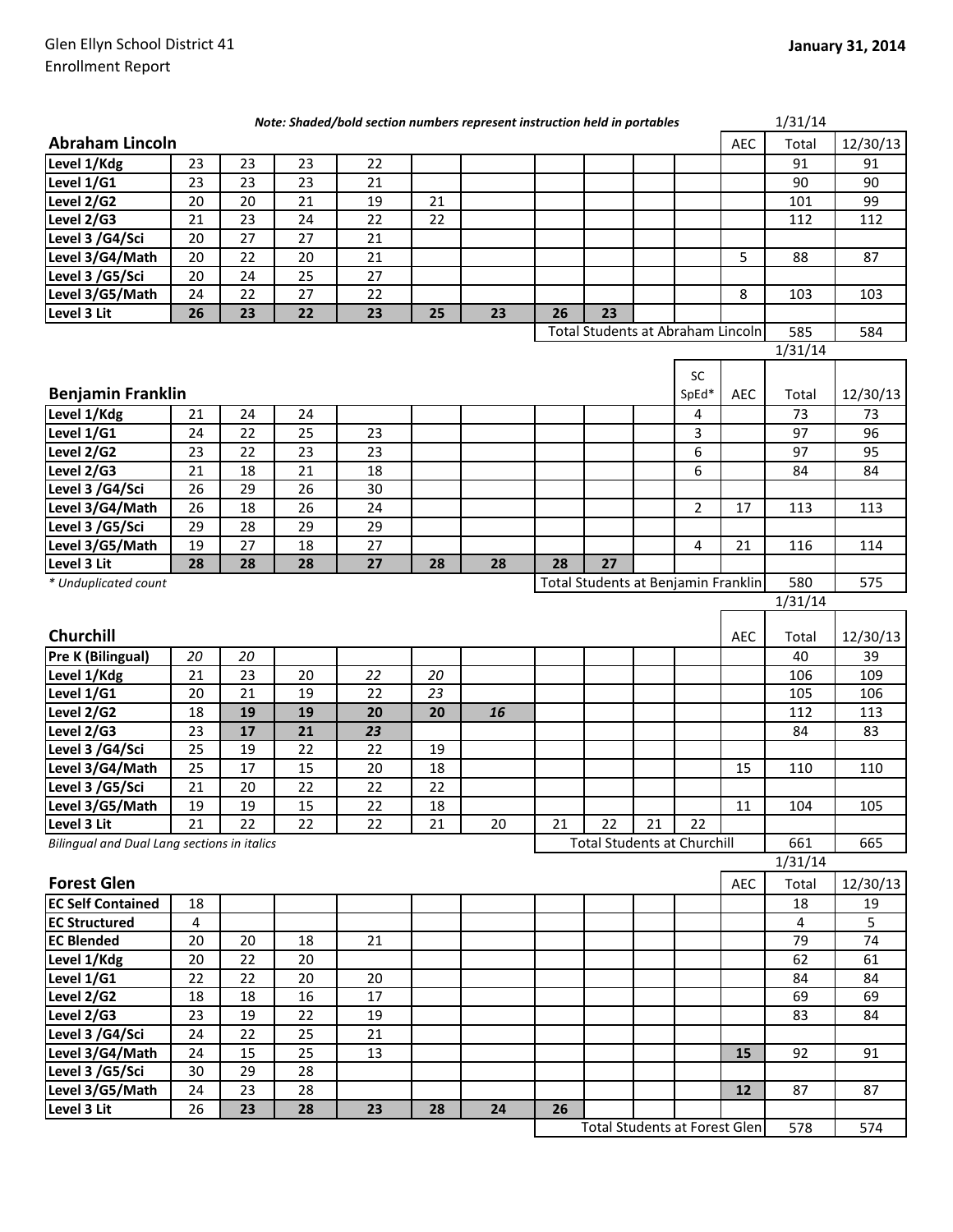Glen Ellyn School District 41
Enrollment Report

**January 31, 2014**

***Note: Shaded/bold section numbers represent instruction held in portables***

## Abraham Lincoln

| Abraham Lincoln | | | | | | | | | | | AEC | Total (1/31/14) | 12/30/13 |
|---|---|---|---|---|---|---|---|---|---|---|---|---|---|
| **Level 1/Kdg** | 23 | 23 | 23 | 22 | | | | | | | | 91 | 91 |
| **Level 1/G1** | 23 | 23 | 23 | 21 | | | | | | | | 90 | 90 |
| **Level 2/G2** | 20 | 20 | 21 | 19 | 21 | | | | | | | 101 | 99 |
| **Level 2/G3** | 21 | 23 | 24 | 22 | 22 | | | | | | | 112 | 112 |
| **Level 3 /G4/Sci** | 20 | 27 | 27 | 21 | | | | | | | | | |
| **Level 3/G4/Math** | 20 | 22 | 20 | 21 | | | | | | | 5 | 88 | 87 |
| **Level 3 /G5/Sci** | 20 | 24 | 25 | 27 | | | | | | | | | |
| **Level 3/G5/Math** | 24 | 22 | 27 | 22 | | | | | | | 8 | 103 | 103 |
| **Level 3 Lit** | **26** | **23** | **22** | **23** | **25** | **23** | **26** | **23** | | | | | |
| | | | | | | | Total Students at Abraham Lincoln | | | | | 585 | 584 |

## Benjamin Franklin

| Benjamin Franklin | | | | | | | | | | SC SpEd* | AEC | Total (1/31/14) | 12/30/13 |
|---|---|---|---|---|---|---|---|---|---|---|---|---|---|
| **Level 1/Kdg** | 21 | 24 | 24 | | | | | | | 4 | | 73 | 73 |
| **Level 1/G1** | 24 | 22 | 25 | 23 | | | | | | 3 | | 97 | 96 |
| **Level 2/G2** | 23 | 22 | 23 | 23 | | | | | | 6 | | 97 | 95 |
| **Level 2/G3** | 21 | 18 | 21 | 18 | | | | | | 6 | | 84 | 84 |
| **Level 3 /G4/Sci** | 26 | 29 | 26 | 30 | | | | | | | | | |
| **Level 3/G4/Math** | 26 | 18 | 26 | 24 | | | | | | 2 | 17 | 113 | 113 |
| **Level 3 /G5/Sci** | 29 | 28 | 29 | 29 | | | | | | | | | |
| **Level 3/G5/Math** | 19 | 27 | 18 | 27 | | | | | | 4 | 21 | 116 | 114 |
| **Level 3 Lit** | **28** | **28** | **28** | **27** | **28** | **28** | **28** | **27** | | | | | |
| *\* Unduplicated count* | | | | | | | Total Students at Benjamin Franklin | | | | | 580 | 575 |

## Churchill

| Churchill | | | | | | | | | | | AEC | Total (1/31/14) | 12/30/13 |
|---|---|---|---|---|---|---|---|---|---|---|---|---|---|
| **Pre K (Bilingual)** | *20* | *20* | | | | | | | | | | 40 | 39 |
| **Level 1/Kdg** | 21 | 23 | 20 | *22* | *20* | | | | | | | 106 | 109 |
| **Level 1/G1** | 20 | 21 | 19 | 22 | *23* | | | | | | | 105 | 106 |
| **Level 2/G2** | 18 | **19** | **19** | **20** | **20** | ***16*** | | | | | | 112 | 113 |
| **Level 2/G3** | 23 | **17** | **21** | ***23*** | | | | | | | | 84 | 83 |
| **Level 3 /G4/Sci** | 25 | 19 | 22 | 22 | 19 | | | | | | | | |
| **Level 3/G4/Math** | 25 | 17 | 15 | 20 | 18 | | | | | | 15 | 110 | 110 |
| **Level 3 /G5/Sci** | 21 | 20 | 22 | 22 | 22 | | | | | | | | |
| **Level 3/G5/Math** | 19 | 19 | 15 | 22 | 18 | | | | | | 11 | 104 | 105 |
| **Level 3 Lit** | 21 | 22 | 22 | 22 | 21 | 20 | 21 | 22 | 21 | 22 | | | |
| *Bilingual and Dual Lang sections in italics* | | | | | | | Total Students at Churchill | | | | | 661 | 665 |

## Forest Glen

| Forest Glen | | | | | | | | | | | AEC | Total (1/31/14) | 12/30/13 |
|---|---|---|---|---|---|---|---|---|---|---|---|---|---|
| **EC Self Contained** | 18 | | | | | | | | | | | 18 | 19 |
| **EC Structured** | 4 | | | | | | | | | | | 4 | 5 |
| **EC Blended** | 20 | 20 | 18 | 21 | | | | | | | | 79 | 74 |
| **Level 1/Kdg** | 20 | 22 | 20 | | | | | | | | | 62 | 61 |
| **Level 1/G1** | 22 | 22 | 20 | 20 | | | | | | | | 84 | 84 |
| **Level 2/G2** | 18 | 18 | 16 | 17 | | | | | | | | 69 | 69 |
| **Level 2/G3** | 23 | 19 | 22 | 19 | | | | | | | | 83 | 84 |
| **Level 3 /G4/Sci** | 24 | 22 | 25 | 21 | | | | | | | | | |
| **Level 3/G4/Math** | 24 | 15 | 25 | 13 | | | | | | | **15** | 92 | 91 |
| **Level 3 /G5/Sci** | 30 | 29 | 28 | | | | | | | | | | |
| **Level 3/G5/Math** | 24 | 23 | 28 | | | | | | | | **12** | 87 | 87 |
| **Level 3 Lit** | 26 | **23** | **28** | **23** | **28** | **24** | **26** | | | | | | |
| | | | | | | | Total Students at Forest Glen | | | | | 578 | 574 |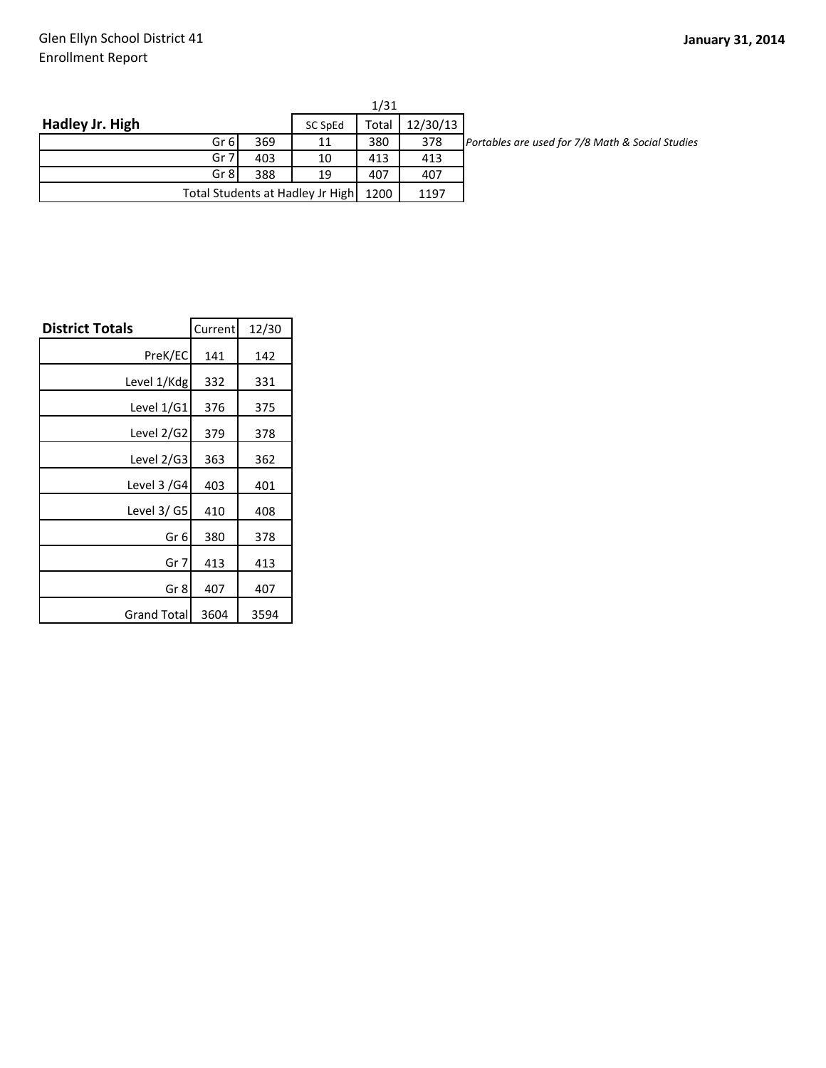Glen Ellyn School District 41
Enrollment Report

**January 31, 2014**

| Hadley Jr. High | | SC SpEd | 1/31 Total | 12/30/13 |
|---|---|---|---|---|
| Gr 6 | 369 | 11 | 380 | 378 |
| Gr 7 | 403 | 10 | 413 | 413 |
| Gr 8 | 388 | 19 | 407 | 407 |
| Total Students at Hadley Jr High | | | 1200 | 1197 |

*Portables are used for 7/8 Math & Social Studies*

| District Totals | Current | 12/30 |
|---|---|---|
| PreK/EC | 141 | 142 |
| Level 1/Kdg | 332 | 331 |
| Level 1/G1 | 376 | 375 |
| Level 2/G2 | 379 | 378 |
| Level 2/G3 | 363 | 362 |
| Level 3 /G4 | 403 | 401 |
| Level 3/ G5 | 410 | 408 |
| Gr 6 | 380 | 378 |
| Gr 7 | 413 | 413 |
| Gr 8 | 407 | 407 |
| Grand Total | 3604 | 3594 |